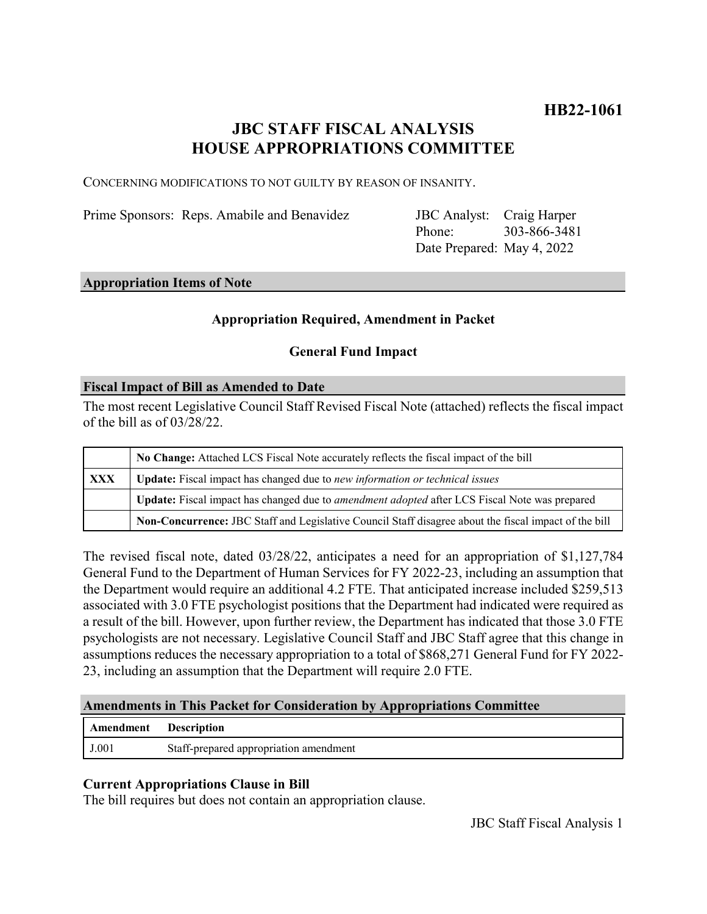**HB22-1061**

# JBC STAFF FISCAL ANALYSIS
# HOUSE APPROPRIATIONS COMMITTEE

CONCERNING MODIFICATIONS TO NOT GUILTY BY REASON OF INSANITY.

Prime Sponsors: Reps. Amabile and Benavidez

JBC Analyst: Craig Harper
Phone: 303-866-3481
Date Prepared: May 4, 2022

## Appropriation Items of Note

**Appropriation Required, Amendment in Packet**

**General Fund Impact**

## Fiscal Impact of Bill as Amended to Date

The most recent Legislative Council Staff Revised Fiscal Note (attached) reflects the fiscal impact of the bill as of 03/28/22.

| | |
|---|---|
| | **No Change:** Attached LCS Fiscal Note accurately reflects the fiscal impact of the bill |
| **XXX** | **Update:** Fiscal impact has changed due to *new information or technical issues* |
| | **Update:** Fiscal impact has changed due to *amendment adopted* after LCS Fiscal Note was prepared |
| | **Non-Concurrence:** JBC Staff and Legislative Council Staff disagree about the fiscal impact of the bill |

The revised fiscal note, dated 03/28/22, anticipates a need for an appropriation of $1,127,784 General Fund to the Department of Human Services for FY 2022-23, including an assumption that the Department would require an additional 4.2 FTE. That anticipated increase included $259,513 associated with 3.0 FTE psychologist positions that the Department had indicated were required as a result of the bill. However, upon further review, the Department has indicated that those 3.0 FTE psychologists are not necessary. Legislative Council Staff and JBC Staff agree that this change in assumptions reduces the necessary appropriation to a total of $868,271 General Fund for FY 2022-23, including an assumption that the Department will require 2.0 FTE.

## Amendments in This Packet for Consideration by Appropriations Committee

| Amendment | Description |
|---|---|
| J.001 | Staff-prepared appropriation amendment |

### Current Appropriations Clause in Bill

The bill requires but does not contain an appropriation clause.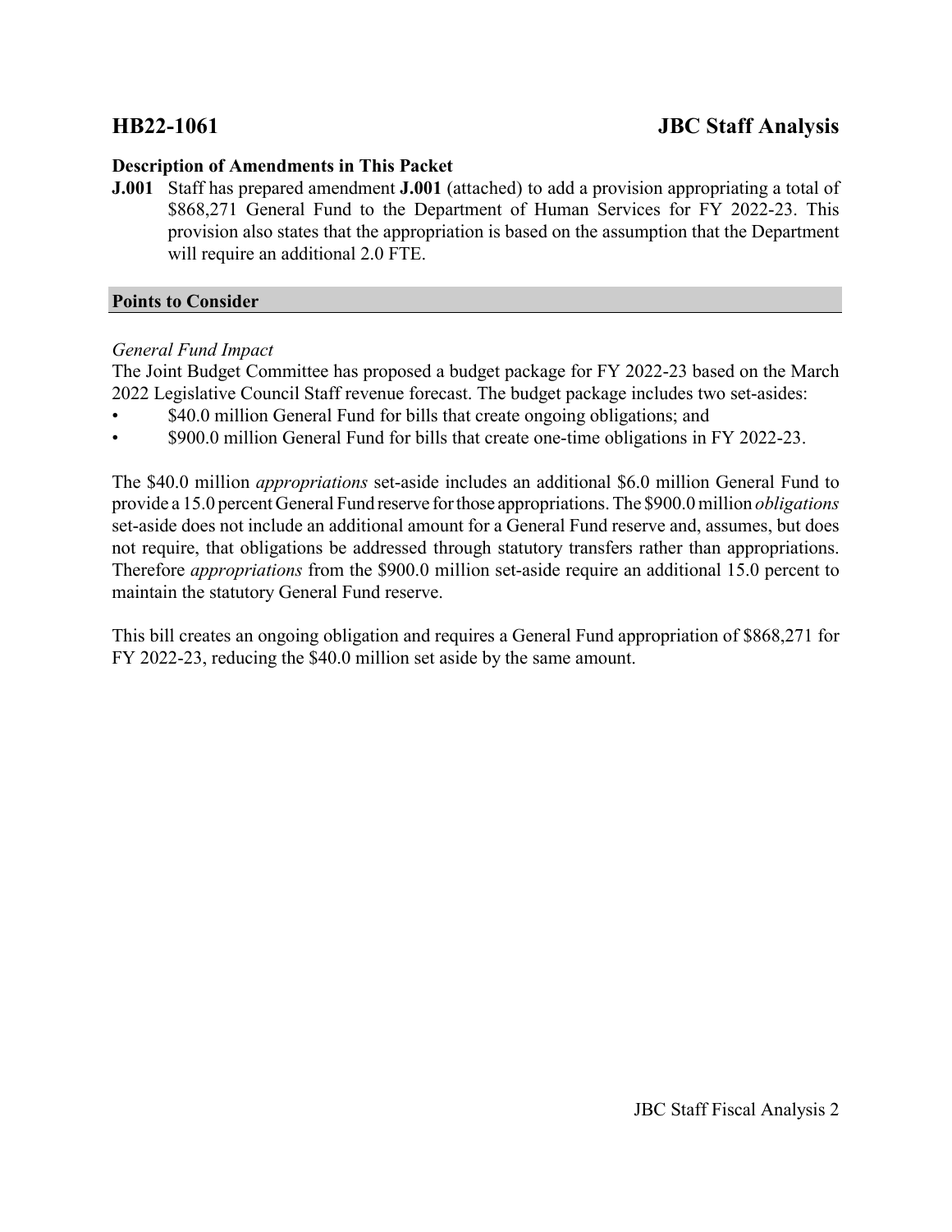## HB22-1061 JBC Staff Analysis

**Description of Amendments in This Packet**

**J.001** Staff has prepared amendment **J.001** (attached) to add a provision appropriating a total of $868,271 General Fund to the Department of Human Services for FY 2022-23. This provision also states that the appropriation is based on the assumption that the Department will require an additional 2.0 FTE.

### Points to Consider

*General Fund Impact*

The Joint Budget Committee has proposed a budget package for FY 2022-23 based on the March 2022 Legislative Council Staff revenue forecast. The budget package includes two set-asides:

- $40.0 million General Fund for bills that create ongoing obligations; and
- $900.0 million General Fund for bills that create one-time obligations in FY 2022-23.

The $40.0 million *appropriations* set-aside includes an additional $6.0 million General Fund to provide a 15.0 percent General Fund reserve for those appropriations. The $900.0 million *obligations* set-aside does not include an additional amount for a General Fund reserve and, assumes, but does not require, that obligations be addressed through statutory transfers rather than appropriations. Therefore *appropriations* from the $900.0 million set-aside require an additional 15.0 percent to maintain the statutory General Fund reserve.

This bill creates an ongoing obligation and requires a General Fund appropriation of $868,271 for FY 2022-23, reducing the $40.0 million set aside by the same amount.